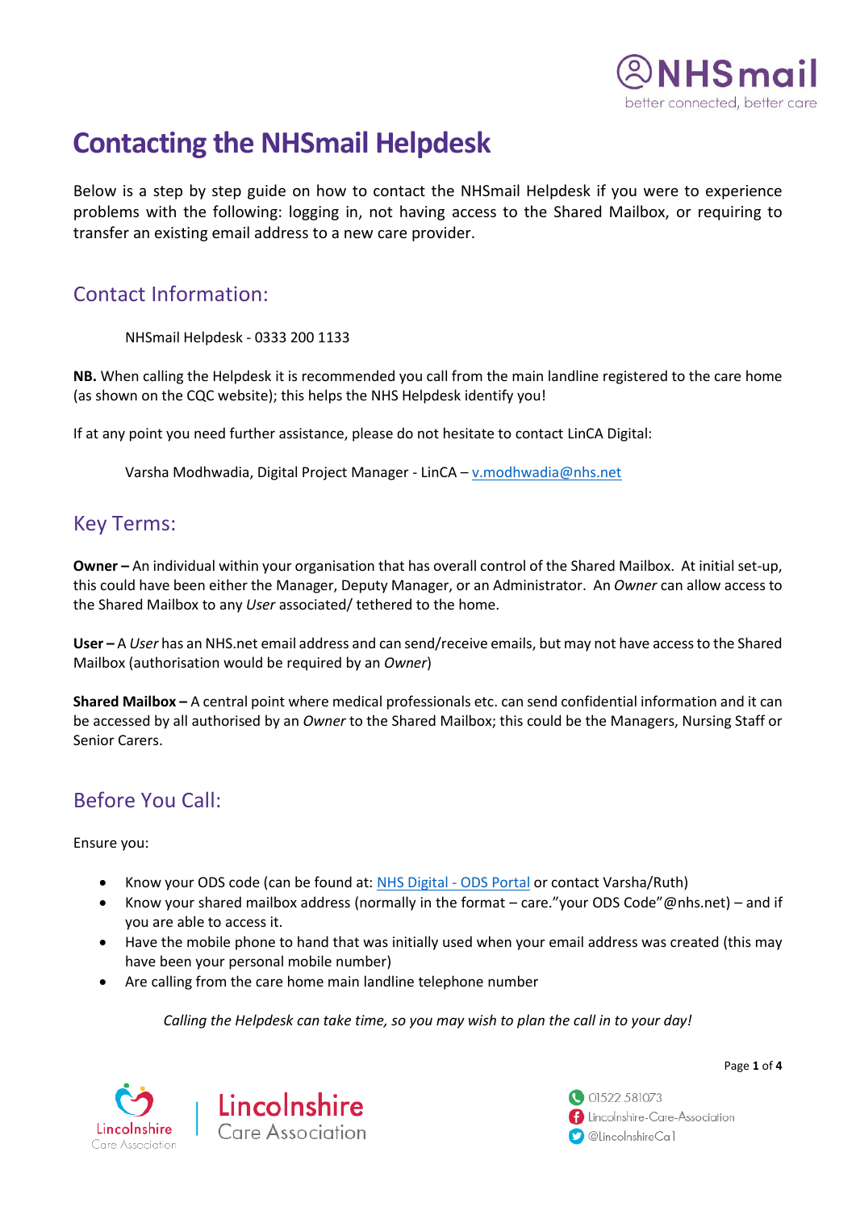# Contacting the NHSmail Helpdesk

Below is a step by step guide on how to contact the NHSmail Helpdesk if you were to experience problems with the following: logging in, not having access to the Shared Mailbox, or requiring to transfer an existing email address to a new care provider.

## Contact Information:

NHSmail Helpdesk - 0333 200 1133

**NB.** When calling the Helpdesk it is recommended you call from the main landline registered to the care home (as shown on the CQC website); this helps the NHS Helpdesk identify you!

If at any point you need further assistance, please do not hesitate to contact LinCA Digital:

Varsha Modhwadia, Digital Project Manager - LinCA – [v.modhwadia@nhs.net](mailto:v.modhwadia@nhs.net)

## Key Terms:

**Owner –** An individual within your organisation that has overall control of the Shared Mailbox. At initial set-up, this could have been either the Manager, Deputy Manager, or an Administrator. An *Owner* can allow access to the Shared Mailbox to any *User* associated/ tethered to the home.

**User –** A *User* has an NHS.net email address and can send/receive emails, but may not have access to the Shared Mailbox (authorisation would be required by an *Owner*)

**Shared Mailbox –** A central point where medical professionals etc. can send confidential information and it can be accessed by all authorised by an *Owner* to the Shared Mailbox; this could be the Managers, Nursing Staff or Senior Carers.

## Before You Call:

Ensure you:

- Know your ODS code (can be found at: NHS Digital - ODS Portal or contact Varsha/Ruth)
- Know your shared mailbox address (normally in the format – care."your ODS Code"@nhs.net) – and if you are able to access it.
- Have the mobile phone to hand that was initially used when your email address was created (this may have been your personal mobile number)
- Are calling from the care home main landline telephone number

*Calling the Helpdesk can take time, so you may wish to plan the call in to your day!*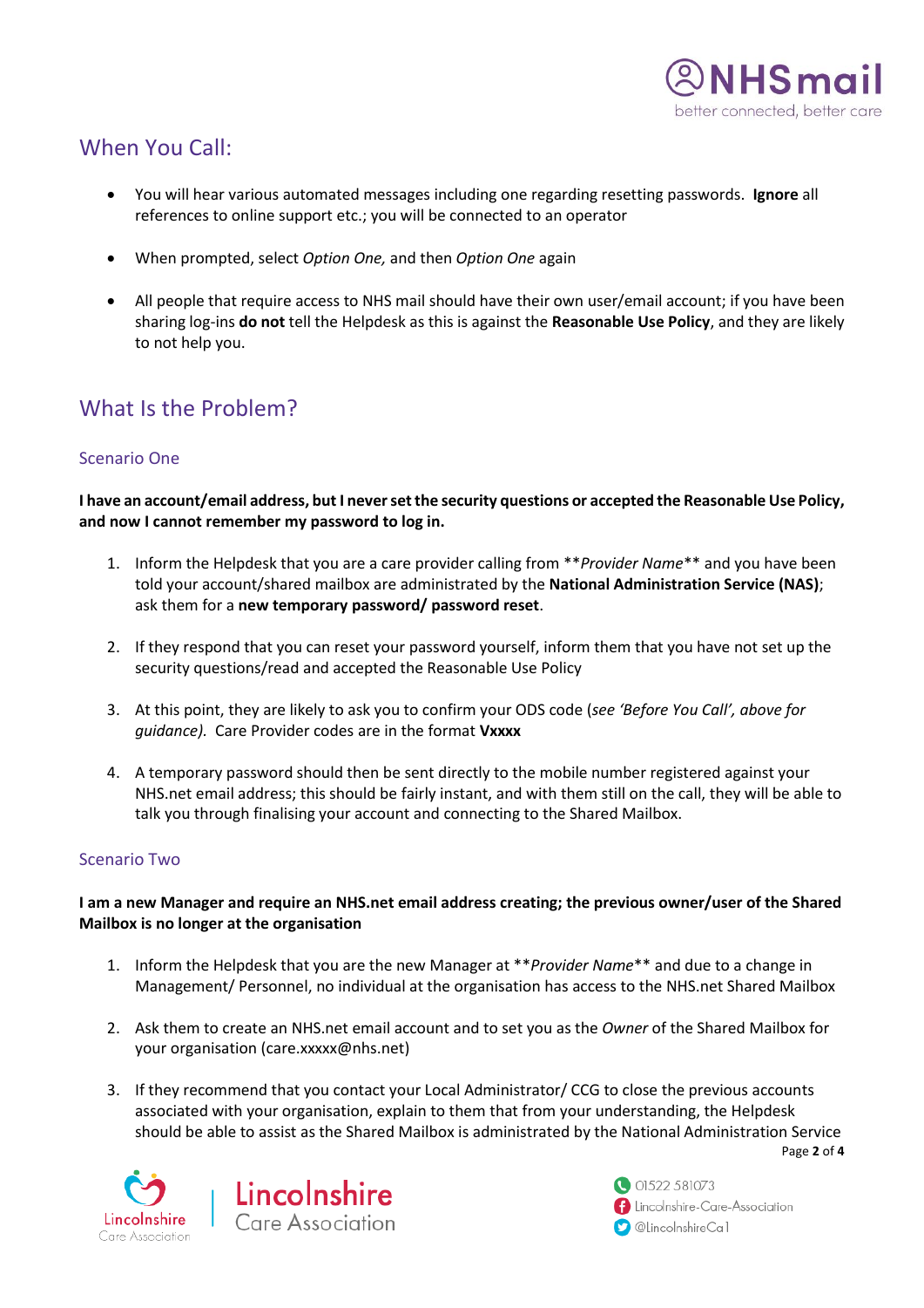## When You Call:

- You will hear various automated messages including one regarding resetting passwords. **Ignore** all references to online support etc.; you will be connected to an operator
- When prompted, select *Option One,* and then *Option One* again
- All people that require access to NHS mail should have their own user/email account; if you have been sharing log-ins **do not** tell the Helpdesk as this is against the **Reasonable Use Policy**, and they are likely to not help you.

## What Is the Problem?

### Scenario One

**I have an account/email address, but I never set the security questions or accepted the Reasonable Use Policy, and now I cannot remember my password to log in.**

1. Inform the Helpdesk that you are a care provider calling from ***Provider Name*** and you have been told your account/shared mailbox are administrated by the **National Administration Service (NAS)**; ask them for a **new temporary password/ password reset**.
2. If they respond that you can reset your password yourself, inform them that you have not set up the security questions/read and accepted the Reasonable Use Policy
3. At this point, they are likely to ask you to confirm your ODS code (*see 'Before You Call', above for guidance).* Care Provider codes are in the format **Vxxxx**
4. A temporary password should then be sent directly to the mobile number registered against your NHS.net email address; this should be fairly instant, and with them still on the call, they will be able to talk you through finalising your account and connecting to the Shared Mailbox.

### Scenario Two

**I am a new Manager and require an NHS.net email address creating; the previous owner/user of the Shared Mailbox is no longer at the organisation**

1. Inform the Helpdesk that you are the new Manager at ***Provider Name*** and due to a change in Management/ Personnel, no individual at the organisation has access to the NHS.net Shared Mailbox
2. Ask them to create an NHS.net email account and to set you as the *Owner* of the Shared Mailbox for your organisation (care.xxxxx@nhs.net)
3. If they recommend that you contact your Local Administrator/ CCG to close the previous accounts associated with your organisation, explain to them that from your understanding, the Helpdesk should be able to assist as the Shared Mailbox is administrated by the National Administration Service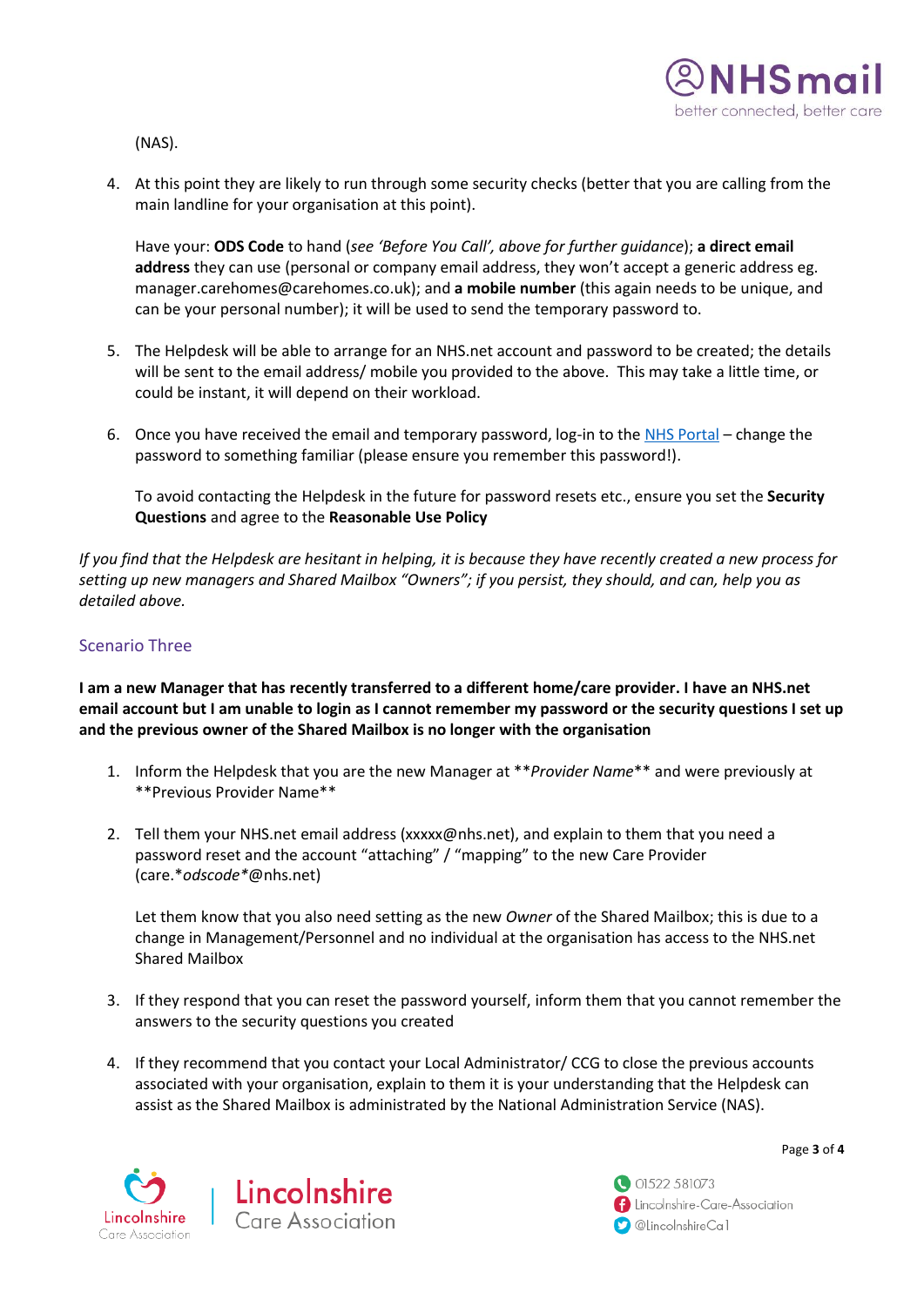(NAS).

4. At this point they are likely to run through some security checks (better that you are calling from the main landline for your organisation at this point).

   Have your: **ODS Code** to hand (*see 'Before You Call', above for further guidance*); **a direct email address** they can use (personal or company email address, they won't accept a generic address eg. manager.carehomes@carehomes.co.uk); and **a mobile number** (this again needs to be unique, and can be your personal number); it will be used to send the temporary password to.

5. The Helpdesk will be able to arrange for an NHS.net account and password to be created; the details will be sent to the email address/ mobile you provided to the above. This may take a little time, or could be instant, it will depend on their workload.

6. Once you have received the email and temporary password, log-in to the NHS Portal – change the password to something familiar (please ensure you remember this password!).

   To avoid contacting the Helpdesk in the future for password resets etc., ensure you set the **Security Questions** and agree to the **Reasonable Use Policy**

*If you find that the Helpdesk are hesitant in helping, it is because they have recently created a new process for setting up new managers and Shared Mailbox "Owners"; if you persist, they should, and can, help you as detailed above.*

## Scenario Three

**I am a new Manager that has recently transferred to a different home/care provider. I have an NHS.net email account but I am unable to login as I cannot remember my password or the security questions I set up and the previous owner of the Shared Mailbox is no longer with the organisation**

1. Inform the Helpdesk that you are the new Manager at ***Provider Name*** and were previously at **Previous Provider Name**

2. Tell them your NHS.net email address (xxxxx@nhs.net), and explain to them that you need a password reset and the account "attaching" / "mapping" to the new Care Provider (care.**odscode**@nhs.net)

   Let them know that you also need setting as the new *Owner* of the Shared Mailbox; this is due to a change in Management/Personnel and no individual at the organisation has access to the NHS.net Shared Mailbox

3. If they respond that you can reset the password yourself, inform them that you cannot remember the answers to the security questions you created

4. If they recommend that you contact your Local Administrator/ CCG to close the previous accounts associated with your organisation, explain to them it is your understanding that the Helpdesk can assist as the Shared Mailbox is administrated by the National Administration Service (NAS).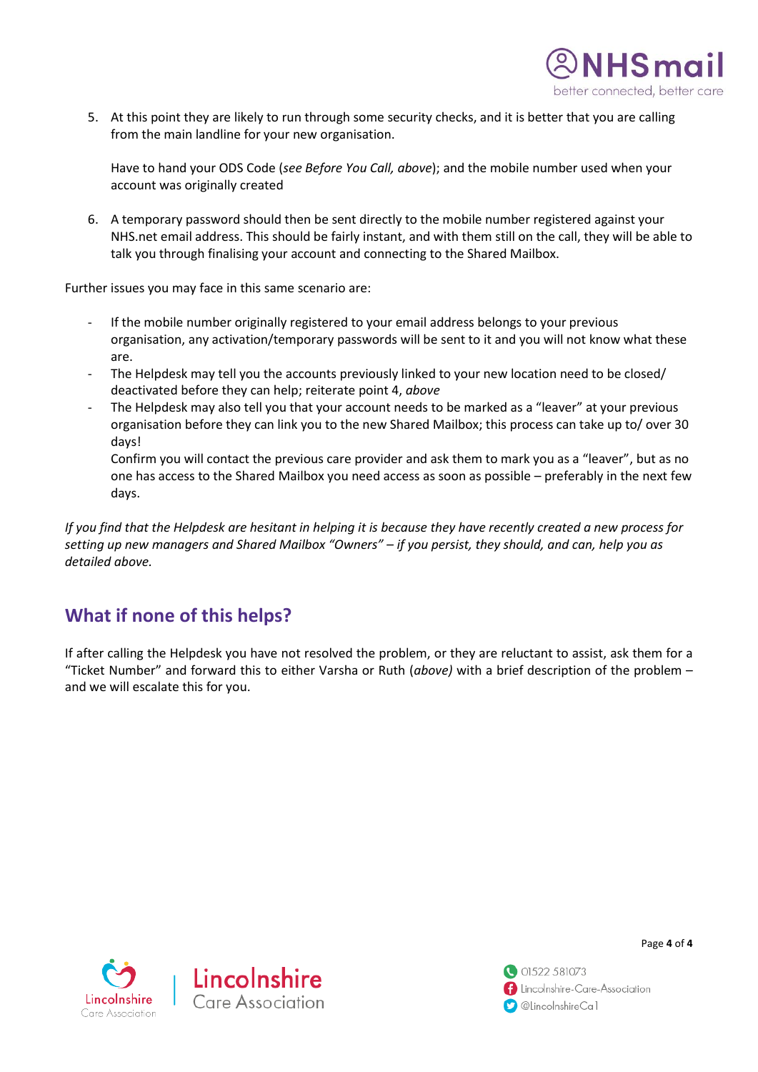5. At this point they are likely to run through some security checks, and it is better that you are calling from the main landline for your new organisation.

   Have to hand your ODS Code (*see Before You Call, above*); and the mobile number used when your account was originally created

6. A temporary password should then be sent directly to the mobile number registered against your NHS.net email address. This should be fairly instant, and with them still on the call, they will be able to talk you through finalising your account and connecting to the Shared Mailbox.

Further issues you may face in this same scenario are:

- If the mobile number originally registered to your email address belongs to your previous organisation, any activation/temporary passwords will be sent to it and you will not know what these are.
- The Helpdesk may tell you the accounts previously linked to your new location need to be closed/ deactivated before they can help; reiterate point 4, *above*
- The Helpdesk may also tell you that your account needs to be marked as a "leaver" at your previous organisation before they can link you to the new Shared Mailbox; this process can take up to/ over 30 days!
  Confirm you will contact the previous care provider and ask them to mark you as a "leaver", but as no one has access to the Shared Mailbox you need access as soon as possible – preferably in the next few days.

*If you find that the Helpdesk are hesitant in helping it is because they have recently created a new process for setting up new managers and Shared Mailbox "Owners" – if you persist, they should, and can, help you as detailed above.*

## What if none of this helps?

If after calling the Helpdesk you have not resolved the problem, or they are reluctant to assist, ask them for a "Ticket Number" and forward this to either Varsha or Ruth (*above)* with a brief description of the problem – and we will escalate this for you.